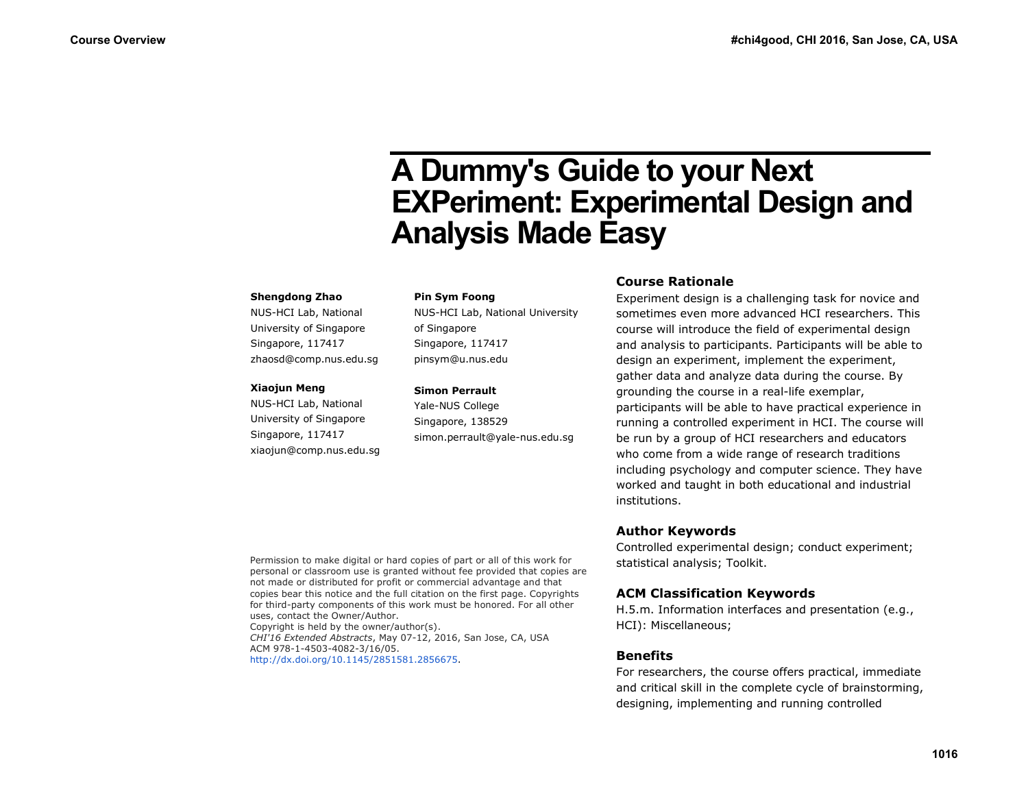# A Dummy's Guide to your Next EXPeriment: Experimental Design and Analysis Made Easy

**Shengdong Zhao**
NUS-HCI Lab, National University of Singapore
Singapore, 117417
zhaosd@comp.nus.edu.sg

**Xiaojun Meng**
NUS-HCI Lab, National University of Singapore
Singapore, 117417
xiaojun@comp.nus.edu.sg

**Pin Sym Foong**
NUS-HCI Lab, National University of Singapore
Singapore, 117417
pinsym@u.nus.edu

**Simon Perrault**
Yale-NUS College
Singapore, 138529
simon.perrault@yale-nus.edu.sg

Permission to make digital or hard copies of part or all of this work for personal or classroom use is granted without fee provided that copies are not made or distributed for profit or commercial advantage and that copies bear this notice and the full citation on the first page. Copyrights for third-party components of this work must be honored. For all other uses, contact the Owner/Author.
Copyright is held by the owner/author(s).
*CHI'16 Extended Abstracts*, May 07-12, 2016, San Jose, CA, USA
ACM 978-1-4503-4082-3/16/05.
http://dx.doi.org/10.1145/2851581.2856675.

## Course Rationale

Experiment design is a challenging task for novice and sometimes even more advanced HCI researchers. This course will introduce the field of experimental design and analysis to participants. Participants will be able to design an experiment, implement the experiment, gather data and analyze data during the course. By grounding the course in a real-life exemplar, participants will be able to have practical experience in running a controlled experiment in HCI. The course will be run by a group of HCI researchers and educators who come from a wide range of research traditions including psychology and computer science. They have worked and taught in both educational and industrial institutions.

## Author Keywords

Controlled experimental design; conduct experiment; statistical analysis; Toolkit.

## ACM Classification Keywords

H.5.m. Information interfaces and presentation (e.g., HCI): Miscellaneous;

## Benefits

For researchers, the course offers practical, immediate and critical skill in the complete cycle of brainstorming, designing, implementing and running controlled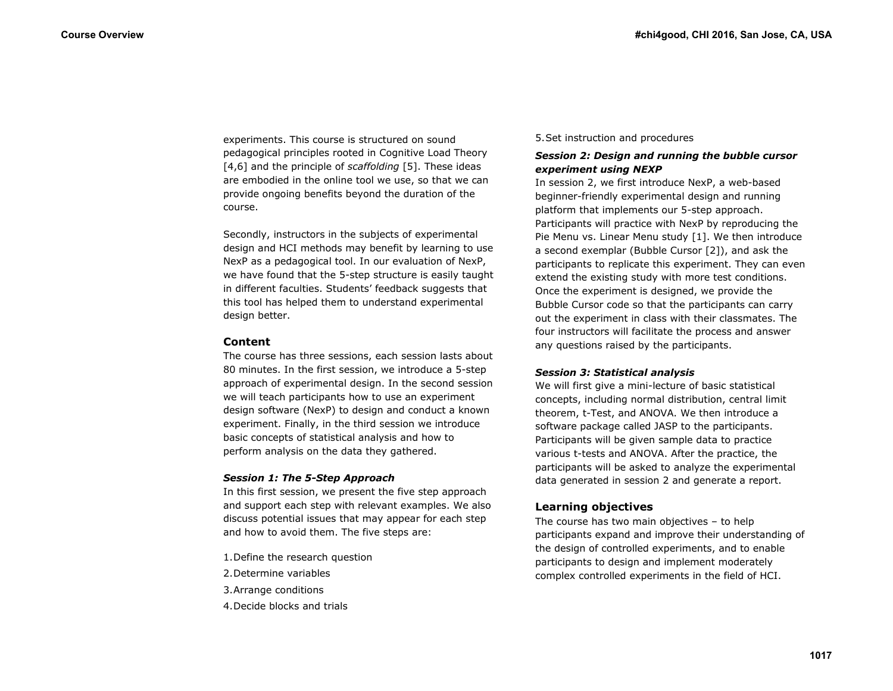experiments. This course is structured on sound pedagogical principles rooted in Cognitive Load Theory [4,6] and the principle of *scaffolding* [5]. These ideas are embodied in the online tool we use, so that we can provide ongoing benefits beyond the duration of the course.

Secondly, instructors in the subjects of experimental design and HCI methods may benefit by learning to use NexP as a pedagogical tool. In our evaluation of NexP, we have found that the 5-step structure is easily taught in different faculties. Students' feedback suggests that this tool has helped them to understand experimental design better.

## Content

The course has three sessions, each session lasts about 80 minutes. In the first session, we introduce a 5-step approach of experimental design. In the second session we will teach participants how to use an experiment design software (NexP) to design and conduct a known experiment. Finally, in the third session we introduce basic concepts of statistical analysis and how to perform analysis on the data they gathered.

### *Session 1: The 5-Step Approach*

In this first session, we present the five step approach and support each step with relevant examples. We also discuss potential issues that may appear for each step and how to avoid them. The five steps are:

1. Define the research question
2. Determine variables
3. Arrange conditions
4. Decide blocks and trials
5. Set instruction and procedures

### *Session 2: Design and running the bubble cursor experiment using NEXP*

In session 2, we first introduce NexP, a web-based beginner-friendly experimental design and running platform that implements our 5-step approach. Participants will practice with NexP by reproducing the Pie Menu vs. Linear Menu study [1]. We then introduce a second exemplar (Bubble Cursor [2]), and ask the participants to replicate this experiment. They can even extend the existing study with more test conditions. Once the experiment is designed, we provide the Bubble Cursor code so that the participants can carry out the experiment in class with their classmates. The four instructors will facilitate the process and answer any questions raised by the participants.

### *Session 3: Statistical analysis*

We will first give a mini-lecture of basic statistical concepts, including normal distribution, central limit theorem, t-Test, and ANOVA. We then introduce a software package called JASP to the participants. Participants will be given sample data to practice various t-tests and ANOVA. After the practice, the participants will be asked to analyze the experimental data generated in session 2 and generate a report.

## Learning objectives

The course has two main objectives – to help participants expand and improve their understanding of the design of controlled experiments, and to enable participants to design and implement moderately complex controlled experiments in the field of HCI.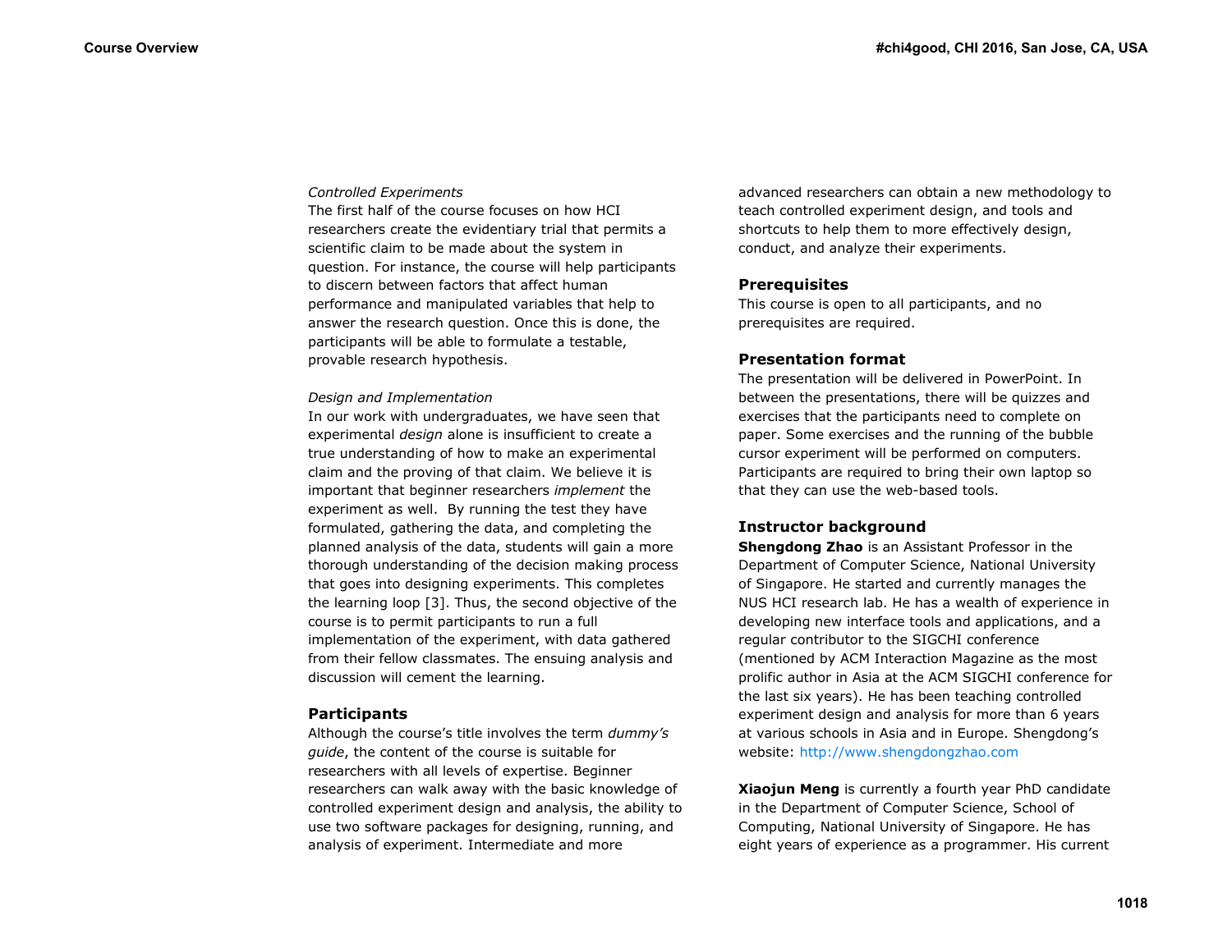*Controlled Experiments*

The first half of the course focuses on how HCI researchers create the evidentiary trial that permits a scientific claim to be made about the system in question. For instance, the course will help participants to discern between factors that affect human performance and manipulated variables that help to answer the research question. Once this is done, the participants will be able to formulate a testable, provable research hypothesis.

*Design and Implementation*

In our work with undergraduates, we have seen that experimental *design* alone is insufficient to create a true understanding of how to make an experimental claim and the proving of that claim. We believe it is important that beginner researchers *implement* the experiment as well. By running the test they have formulated, gathering the data, and completing the planned analysis of the data, students will gain a more thorough understanding of the decision making process that goes into designing experiments. This completes the learning loop [3]. Thus, the second objective of the course is to permit participants to run a full implementation of the experiment, with data gathered from their fellow classmates. The ensuing analysis and discussion will cement the learning.

## Participants

Although the course's title involves the term *dummy's guide*, the content of the course is suitable for researchers with all levels of expertise. Beginner researchers can walk away with the basic knowledge of controlled experiment design and analysis, the ability to use two software packages for designing, running, and analysis of experiment. Intermediate and more advanced researchers can obtain a new methodology to teach controlled experiment design, and tools and shortcuts to help them to more effectively design, conduct, and analyze their experiments.

## Prerequisites

This course is open to all participants, and no prerequisites are required.

## Presentation format

The presentation will be delivered in PowerPoint. In between the presentations, there will be quizzes and exercises that the participants need to complete on paper. Some exercises and the running of the bubble cursor experiment will be performed on computers. Participants are required to bring their own laptop so that they can use the web-based tools.

## Instructor background

**Shengdong Zhao** is an Assistant Professor in the Department of Computer Science, National University of Singapore. He started and currently manages the NUS HCI research lab. He has a wealth of experience in developing new interface tools and applications, and a regular contributor to the SIGCHI conference (mentioned by ACM Interaction Magazine as the most prolific author in Asia at the ACM SIGCHI conference for the last six years). He has been teaching controlled experiment design and analysis for more than 6 years at various schools in Asia and in Europe. Shengdong's website: http://www.shengdongzhao.com

**Xiaojun Meng** is currently a fourth year PhD candidate in the Department of Computer Science, School of Computing, National University of Singapore. He has eight years of experience as a programmer. His current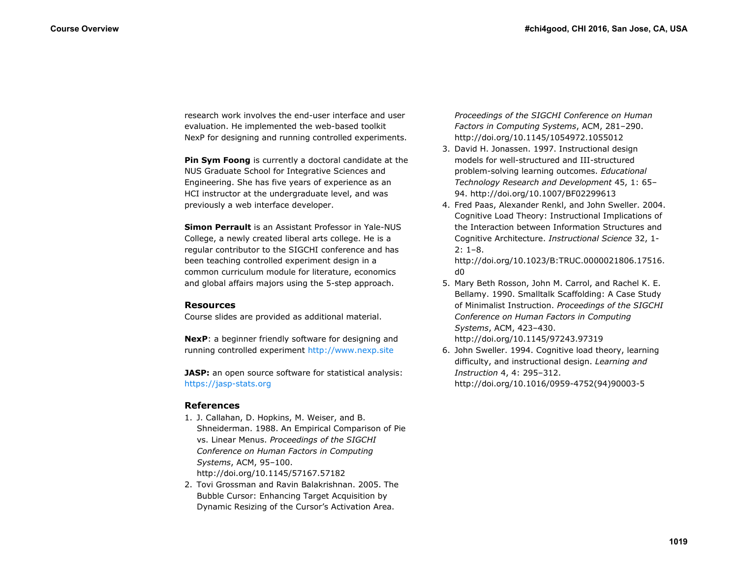research work involves the end-user interface and user evaluation. He implemented the web-based toolkit NexP for designing and running controlled experiments.

**Pin Sym Foong** is currently a doctoral candidate at the NUS Graduate School for Integrative Sciences and Engineering. She has five years of experience as an HCI instructor at the undergraduate level, and was previously a web interface developer.

**Simon Perrault** is an Assistant Professor in Yale-NUS College, a newly created liberal arts college. He is a regular contributor to the SIGCHI conference and has been teaching controlled experiment design in a common curriculum module for literature, economics and global affairs majors using the 5-step approach.

## Resources

Course slides are provided as additional material.

**NexP**: a beginner friendly software for designing and running controlled experiment http://www.nexp.site

**JASP:** an open source software for statistical analysis: https://jasp-stats.org

## References

1. J. Callahan, D. Hopkins, M. Weiser, and B. Shneiderman. 1988. An Empirical Comparison of Pie vs. Linear Menus. *Proceedings of the SIGCHI Conference on Human Factors in Computing Systems*, ACM, 95–100. http://doi.org/10.1145/57167.57182
2. Tovi Grossman and Ravin Balakrishnan. 2005. The Bubble Cursor: Enhancing Target Acquisition by Dynamic Resizing of the Cursor's Activation Area. *Proceedings of the SIGCHI Conference on Human Factors in Computing Systems*, ACM, 281–290. http://doi.org/10.1145/1054972.1055012
3. David H. Jonassen. 1997. Instructional design models for well-structured and III-structured problem-solving learning outcomes. *Educational Technology Research and Development* 45, 1: 65–94. http://doi.org/10.1007/BF02299613
4. Fred Paas, Alexander Renkl, and John Sweller. 2004. Cognitive Load Theory: Instructional Implications of the Interaction between Information Structures and Cognitive Architecture. *Instructional Science* 32, 1-2: 1–8. http://doi.org/10.1023/B:TRUC.0000021806.17516.d0
5. Mary Beth Rosson, John M. Carrol, and Rachel K. E. Bellamy. 1990. Smalltalk Scaffolding: A Case Study of Minimalist Instruction. *Proceedings of the SIGCHI Conference on Human Factors in Computing Systems*, ACM, 423–430. http://doi.org/10.1145/97243.97319
6. John Sweller. 1994. Cognitive load theory, learning difficulty, and instructional design. *Learning and Instruction* 4, 4: 295–312. http://doi.org/10.1016/0959-4752(94)90003-5